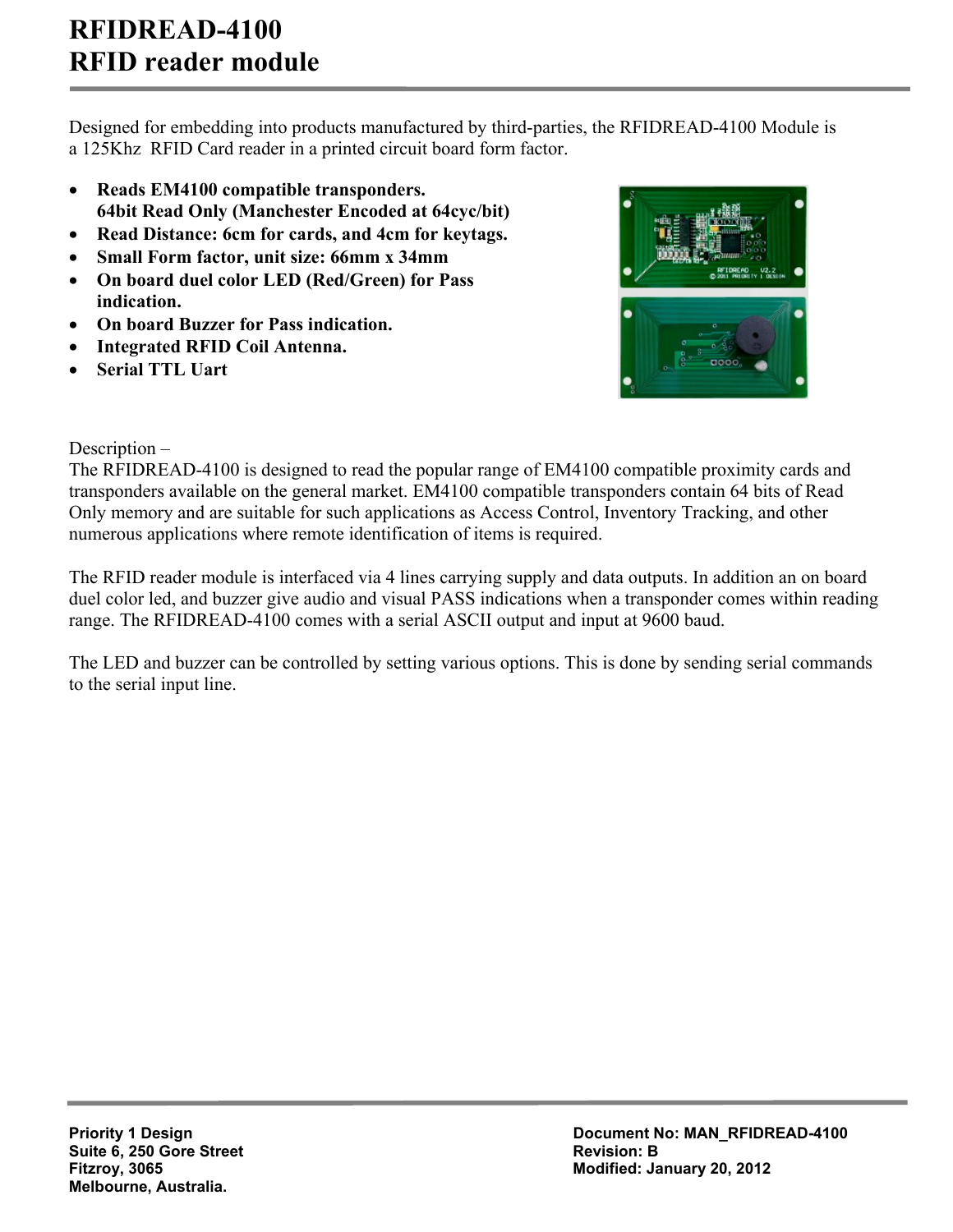# RFIDREAD-4100
# RFID reader module

Designed for embedding into products manufactured by third-parties, the RFIDREAD-4100 Module is a 125Khz RFID Card reader in a printed circuit board form factor.

- **Reads EM4100 compatible transponders. 64bit Read Only (Manchester Encoded at 64cyc/bit)**
- **Read Distance: 6cm for cards, and 4cm for keytags.**
- **Small Form factor, unit size: 66mm x 34mm**
- **On board duel color LED (Red/Green) for Pass indication.**
- **On board Buzzer for Pass indication.**
- **Integrated RFID Coil Antenna.**
- **Serial TTL Uart**

Description –
The RFIDREAD-4100 is designed to read the popular range of EM4100 compatible proximity cards and transponders available on the general market. EM4100 compatible transponders contain 64 bits of Read Only memory and are suitable for such applications as Access Control, Inventory Tracking, and other numerous applications where remote identification of items is required.

The RFID reader module is interfaced via 4 lines carrying supply and data outputs. In addition an on board duel color led, and buzzer give audio and visual PASS indications when a transponder comes within reading range. The RFIDREAD-4100 comes with a serial ASCII output and input at 9600 baud.

The LED and buzzer can be controlled by setting various options. This is done by sending serial commands to the serial input line.

**Priority 1 Design**
**Suite 6, 250 Gore Street**
**Fitzroy, 3065**
**Melbourne, Australia.**

**Document No: MAN_RFIDREAD-4100**
**Revision: B**
**Modified: January 20, 2012**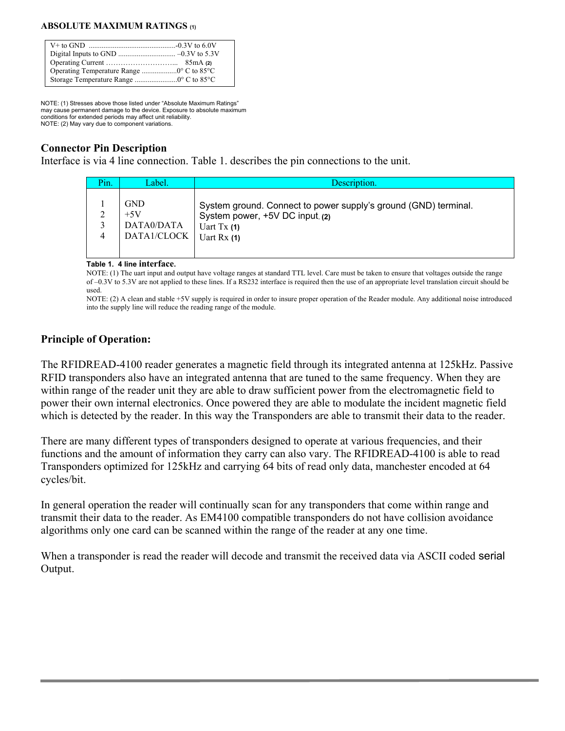**ABSOLUTE MAXIMUM RATINGS (1)**

| | |
|---|---|
| V+ to GND | -0.3V to 6.0V |
| Digital Inputs to GND | –0.3V to 5.3V |
| Operating Current | 85mA (2) |
| Operating Temperature Range | 0° C to 85°C |
| Storage Temperature Range | 0° C to 85°C |

NOTE: (1) Stresses above those listed under "Absolute Maximum Ratings" may cause permanent damage to the device. Exposure to absolute maximum conditions for extended periods may affect unit reliability.
NOTE: (2) May vary due to component variations.

## Connector Pin Description

Interface is via 4 line connection. Table 1. describes the pin connections to the unit.

| Pin. | Label. | Description. |
|---|---|---|
| 1 | GND | System ground. Connect to power supply's ground (GND) terminal. |
| 2 | +5V | System power, +5V DC input. (2) |
| 3 | DATA0/DATA | Uart Tx (1) |
| 4 | DATA1/CLOCK | Uart Rx (1) |

**Table 1. 4 line interface.**

NOTE: (1) The uart input and output have voltage ranges at standard TTL level. Care must be taken to ensure that voltages outside the range of –0.3V to 5.3V are not applied to these lines. If a RS232 interface is required then the use of an appropriate level translation circuit should be used.

NOTE: (2) A clean and stable +5V supply is required in order to insure proper operation of the Reader module. Any additional noise introduced into the supply line will reduce the reading range of the module.

## Principle of Operation:

The RFIDREAD-4100 reader generates a magnetic field through its integrated antenna at 125kHz. Passive RFID transponders also have an integrated antenna that are tuned to the same frequency. When they are within range of the reader unit they are able to draw sufficient power from the electromagnetic field to power their own internal electronics. Once powered they are able to modulate the incident magnetic field which is detected by the reader. In this way the Transponders are able to transmit their data to the reader.

There are many different types of transponders designed to operate at various frequencies, and their functions and the amount of information they carry can also vary. The RFIDREAD-4100 is able to read Transponders optimized for 125kHz and carrying 64 bits of read only data, manchester encoded at 64 cycles/bit.

In general operation the reader will continually scan for any transponders that come within range and transmit their data to the reader. As EM4100 compatible transponders do not have collision avoidance algorithms only one card can be scanned within the range of the reader at any one time.

When a transponder is read the reader will decode and transmit the received data via ASCII coded serial Output.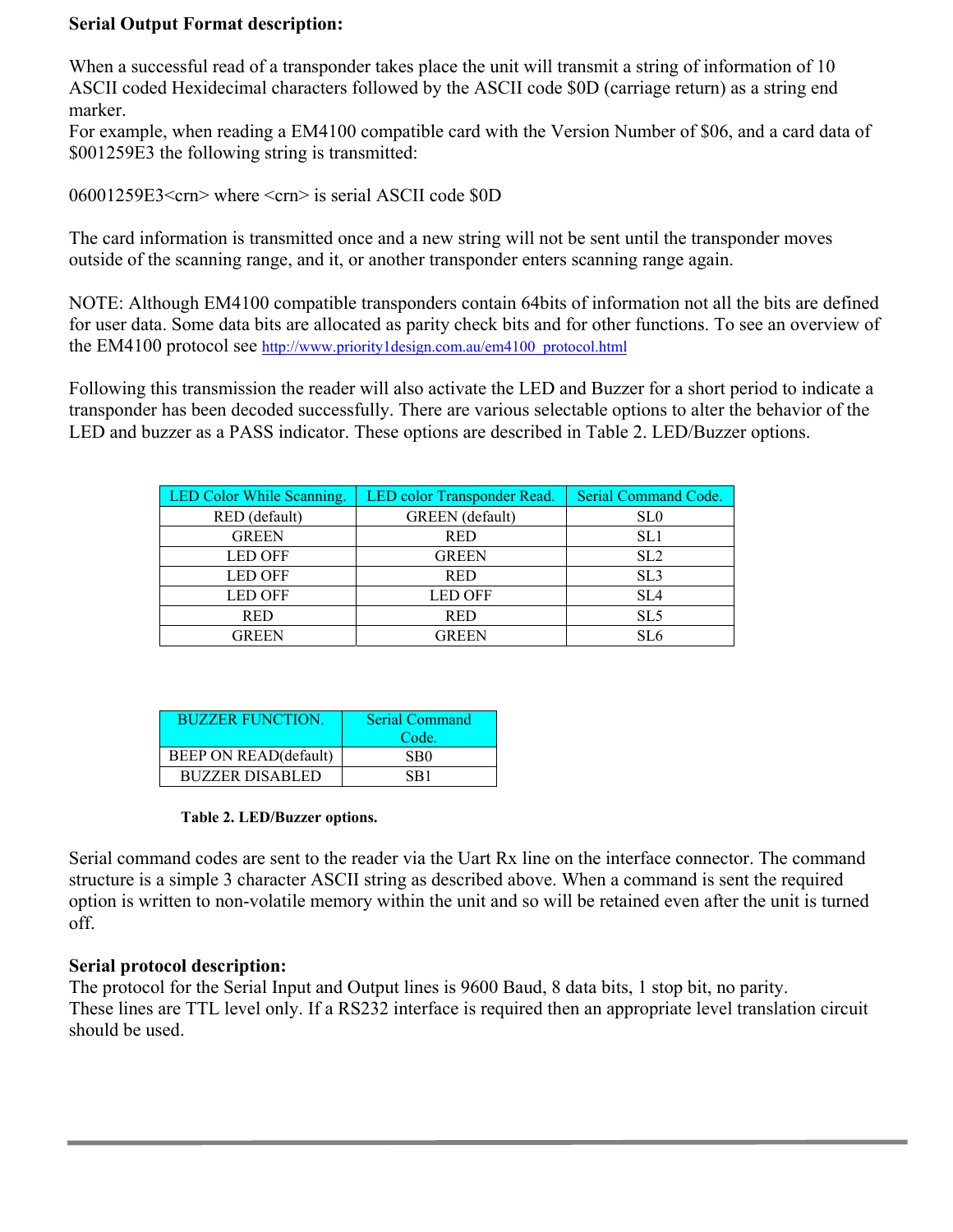**Serial Output Format description:**

When a successful read of a transponder takes place the unit will transmit a string of information of 10 ASCII coded Hexidecimal characters followed by the ASCII code $0D (carriage return) as a string end marker.
For example, when reading a EM4100 compatible card with the Version Number of $06, and a card data of $001259E3 the following string is transmitted:

06001259E3<crn> where <crn> is serial ASCII code $0D

The card information is transmitted once and a new string will not be sent until the transponder moves outside of the scanning range, and it, or another transponder enters scanning range again.

NOTE: Although EM4100 compatible transponders contain 64bits of information not all the bits are defined for user data. Some data bits are allocated as parity check bits and for other functions. To see an overview of the EM4100 protocol see http://www.priority1design.com.au/em4100_protocol.html

Following this transmission the reader will also activate the LED and Buzzer for a short period to indicate a transponder has been decoded successfully. There are various selectable options to alter the behavior of the LED and buzzer as a PASS indicator. These options are described in Table 2. LED/Buzzer options.

| LED Color While Scanning. | LED color Transponder Read. | Serial Command Code. |
|---|---|---|
| RED (default) | GREEN (default) | SL0 |
| GREEN | RED | SL1 |
| LED OFF | GREEN | SL2 |
| LED OFF | RED | SL3 |
| LED OFF | LED OFF | SL4 |
| RED | RED | SL5 |
| GREEN | GREEN | SL6 |

| BUZZER FUNCTION. | Serial Command Code. |
|---|---|
| BEEP ON READ(default) | SB0 |
| BUZZER DISABLED | SB1 |

**Table 2. LED/Buzzer options.**

Serial command codes are sent to the reader via the Uart Rx line on the interface connector. The command structure is a simple 3 character ASCII string as described above. When a command is sent the required option is written to non-volatile memory within the unit and so will be retained even after the unit is turned off.

**Serial protocol description:**

The protocol for the Serial Input and Output lines is 9600 Baud, 8 data bits, 1 stop bit, no parity.
These lines are TTL level only. If a RS232 interface is required then an appropriate level translation circuit should be used.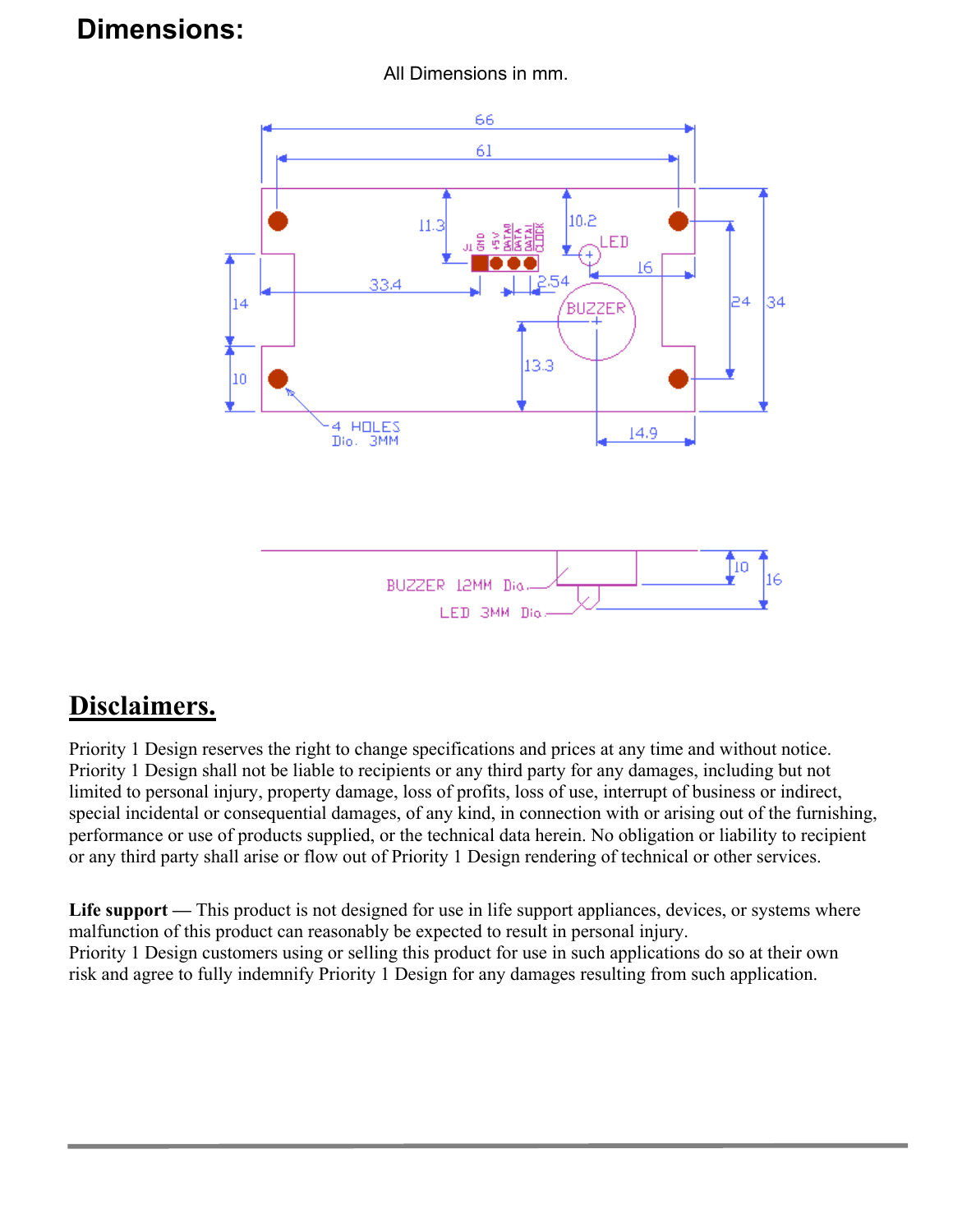## Dimensions:

All Dimensions in mm.

66
61
11.3
10.2
LED
J1 GND +5V DATA0 DATA DATA1 CLOCK
16
33.4
2.54
14
BUZZER
24
34
13.3
10
4 HOLES
Dia. 3MM
14.9

BUZZER 12MM Dia.
LED 3MM Dia.
10
16

## Disclaimers.

Priority 1 Design reserves the right to change specifications and prices at any time and without notice. Priority 1 Design shall not be liable to recipients or any third party for any damages, including but not limited to personal injury, property damage, loss of profits, loss of use, interrupt of business or indirect, special incidental or consequential damages, of any kind, in connection with or arising out of the furnishing, performance or use of products supplied, or the technical data herein. No obligation or liability to recipient or any third party shall arise or flow out of Priority 1 Design rendering of technical or other services.

**Life support** — This product is not designed for use in life support appliances, devices, or systems where malfunction of this product can reasonably be expected to result in personal injury.
Priority 1 Design customers using or selling this product for use in such applications do so at their own risk and agree to fully indemnify Priority 1 Design for any damages resulting from such application.